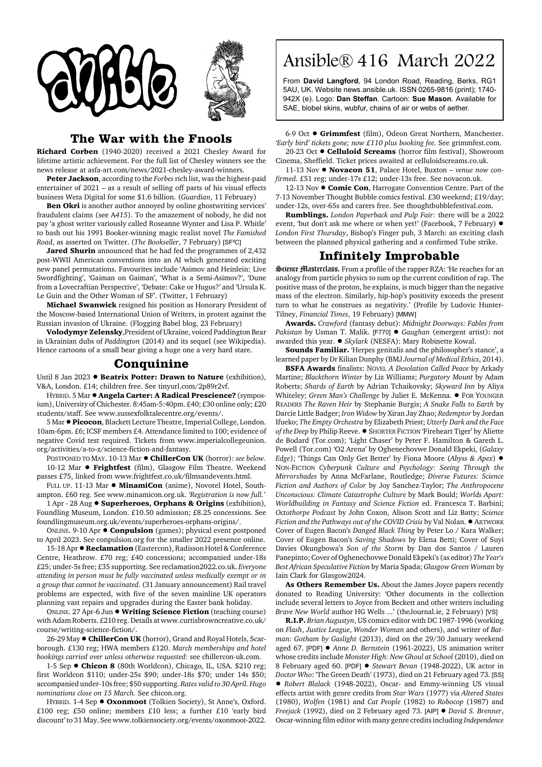# Ansible® 416 March 2022

From **David Langford**, 94 London Road, Reading, Berks, RG1 5AU, UK. Website news.ansible.uk. ISSN 0265-9816 (print); 1740-942X (e). Logo: **Dan Steffan**. Cartoon: **Sue Mason**. Available for SAE, blobel skins, wubfur, chains of air or webs of aether.

## The War with the Fnools

**Richard Corben** (1940-2020) received a 2021 Chesley Award for lifetime artistic achievement. For the full list of Chesley winners see the news release at asfa-art.com/news/2021-chesley-award-winners.

**Peter Jackson**, according to the *Forbes* rich list, was the highest-paid entertainer of 2021 – as a result of selling off parts of his visual effects business Weta Digital for some $1.6 billion. (*Guardian*, 11 February)

**Ben Okri** is another author annoyed by online ghostwriting services' fraudulent claims (see A*415*). To the amazement of nobody, he did not pay 'a ghost writer variously called Roseanne Wynter and Lisa P. Whitle' to bash out his 1991 Booker-winning magic realist novel *The Famished Road*, as asserted on Twitter. (*The Bookseller*, 7 February) [SF²C]

**Jared Shurin** announced that he had fed the programmes of 2,432 post-WWII American conventions into an AI which generated exciting new panel permutations. Favourites include 'Asimov and Heinlein: Live Swordfighting', 'Gaiman on Gaiman', 'What is a Semi-Asimov?', 'Dune from a Lovecraftian Perspective', 'Debate: Cake or Hugos?' and 'Ursula K. Le Guin and the Other Woman of SF'. (Twitter, 1 February)

**Michael Swanwick** resigned his position as Honorary President of the Moscow-based International Union of Writers, in protest against the Russian invasion of Ukraine. (Flogging Babel blog, 23 February)

**Volodymyr Zelensky**, President of Ukraine, voiced Paddington Bear in Ukrainian dubs of *Paddington* (2014) and its sequel (see Wikipedia). Hence cartoons of a small bear giving a huge one a very hard stare.

## Conquinine

Until 8 Jan 2023 ● **Beatrix Potter: Drawn to Nature** (exhibition), V&A, London. £14; children free. See tinyurl.com/2p89r2vf.

HYBRID. 5 Mar ● **Angela Carter: A Radical Prescience?** (symposium), University of Chichester. 8:45am-5:40pm. £40; £30 online only; £20 students/staff. See www.sussexfolktalecentre.org/events/.

5 Mar ● **Picocon**, Blackett Lecture Theatre, Imperial College, London. 10am-6pm. £6; ICSF members £4. Attendance limited to 100; evidence of negative Covid test required. Tickets from www.imperialcollegeunion.org/activities/a-to-z/science-fiction-and-fantasy.

POSTPONED TO MAY. 10-13 Mar ● **ChillerCon UK** (horror): *see below.*

10-12 Mar ● **Frightfest** (film), Glasgow Film Theatre. Weekend passes £75, linked from www.frightfest.co.uk/filmsandevents.html.

FULL UP. 11-13 Mar ● **MinamiCon** (anime), Novotel Hotel, Southampton. £60 reg. See www.minamicon.org.uk. *'Registration is now full.'*

1 Apr - 28 Aug ● **Superheroes, Orphans & Origins** (exhibition), Foundling Museum, London. £10.50 admission; £8.25 concessions. See foundlingmuseum.org.uk/events/superheroes-orphans-origins/.

ONLINE. 9-10 Apr ● **Conpulsion** (games); physical event postponed to April 2023. See conpulsion.org for the smaller 2022 presence online.

15-18 Apr ● **Reclamation** (Eastercon), Radisson Hotel & Conference Centre, Heathrow. £70 reg; £40 concessions; accompanied under-18s £25; under-5s free; £35 supporting. See reclamation2022.co.uk. *Everyone attending in person must be fully vaccinated unless medically exempt or in a group that cannot be vaccinated.* (31 January announcement) Rail travel problems are expected, with five of the seven mainline UK operators planning vast repairs and upgrades during the Easter bank holiday.

ONLINE. 27 Apr-6 Jun ● **Writing Science Fiction** (teaching course) with Adam Roberts. £210 reg. Details at www.curtisbrowncreative.co.uk/course/writing-science-fiction/.

26-29 May ● **ChillerCon UK** (horror), Grand and Royal Hotels, Scarborough. £130 reg; HWA members £120. *March memberships and hotel bookings carried over unless otherwise requested:* see chillercon-uk.com.

1-5 Sep ● **Chicon 8** (80th Worldcon), Chicago, IL, USA. $210 reg; first Worldcon $110; under-25s $90; under-18s $70; under 14s $50; accompanied under-10s free; $50 supporting. *Rates valid to 30 April. Hugo nominations close on 15 March.* See chicon.org.

HYBRID. 1-4 Sep ● **Oxonmoot** (Tolkien Society), St Anne's, Oxford. £100 reg; £50 online; members £10 less; a further £10 'early bird discount' to 31 May. See www.tolkiensociety.org/events/oxonmoot-2022.

6-9 Oct ● **Grimmfest** (film), Odeon Great Northern, Manchester. *'Early bird' tickets gone; now £110 plus booking fee.* See grimmfest.com.

20-23 Oct ● **Celluloid Screams** (horror film festival), Showroom Cinema, Sheffield. Ticket prices awaited at celluloidscreams.co.uk.

11-13 Nov ● **Novacon 51**, Palace Hotel, Buxton – *venue now confirmed*. £51 reg; under-17s £12; under-13s free. See novacon.uk.

12-13 Nov ● **Comic Con**, Harrogate Convention Centre. Part of the 7-13 November Thought Bubble comics festival. £30 weekend; £19/day; under-12s, over-65s and carers free. See thoughtbubblefestival.com.

**Rumblings.** *London Paperback and Pulp Fair:* there will be a 2022 event, 'but don't ask me where or when yet!' (Facebook, 7 February) ● *London First Thursday*, Bishop's Finger pub, 3 March: an exciting clash between the planned physical gathering and a confirmed Tube strike.

## Infinitely Improbable

**Science Masterclass.** From a profile of the rapper RZA: 'He reaches for an analogy from particle physics to sum up the current condition of rap. The positive mass of the proton, he explains, is much bigger than the negative mass of the electron. Similarly, hip-hop's positivity exceeds the present turn to what he construes as negativity.' (Profile by Ludovic Hunter-Tilney, *Financial Times*, 19 February) [MMW]

**Awards.** *Crawford* (fantasy debut): *Midnight Doorways: Fables from Pakistan* by Usman T. Malik. [F770] ● *Gaughan* (emergent artist): not awarded this year. ● *Skylark* (NESFA): Mary Robinette Kowal.

**Sounds Familiar.** 'Herpes genitalis and the philosopher's stance', a learned paper by Dr Kilian Dunphy (BMJ *Journal of Medical Ethics*, 2014).

**BSFA Awards** finalists: NOVEL *A Desolation Called Peace* by Arkady Martine; *Blackthorn Winter* by Liz Williams; *Purgatory Mount* by Adam Roberts; *Shards of Earth* by Adrian Tchaikovsky; *Skyward Inn* by Aliya Whiteley; *Green Man's Challenge* by Juliet E. McKenna. ● FOR YOUNGER READERS *The Raven Heir* by Stephanie Burgis; *A Snake Falls to Earth* by Darcie Little Badger; *Iron Widow* by Xiran Jay Zhao; *Redemptor* by Jordan Ifueko; *The Empty Orchestra* by Elizabeth Priest; *Utterly Dark and the Face of the Deep* by Philip Reeve. ● SHORTER FICTION 'Fireheart Tiger' by Aliette de Bodard (Tor.com); 'Light Chaser' by Peter F. Hamilton & Gareth L. Powell (Tor.com) 'O2 Arena' by Oghenechovwe Donald Ekpeki, (*Galaxy Edge*); 'Things Can Only Get Better' by Fiona Moore (*Abyss & Apex*) ● NON-FICTION *Cyberpunk Culture and Psychology: Seeing Through the Mirrorshades* by Anna McFarlane, Routledge; *Diverse Futures: Science Fiction and Authors of Color* by Joy Sanchez-Taylor; *The Anthropocene Unconscious: Climate Catastrophe Culture* by Mark Bould; *Worlds Apart: Worldbuilding in Fantasy and Science Fiction* ed. Francesca T. Barbini; *Octothorpe Podcast* by John Coxon, Alison Scott and Liz Batty; *Science Fiction and the Pathways out of the COVID Crisis* by Val Nolan. ● ARTWORK Cover of Eugen Bacon's *Danged Black Thing* by Peter Lo / Kara Walker; Cover of Eugen Bacon's *Saving Shadows* by Elena Betti; Cover of Suyi Davies Okungbowa's *Son of the Storm* by Dan dos Santos / Lauren Panepinto; Cover of Oghenechovwe Donald Ekpeki's (as editor) *The Year's Best African Speculative Fiction* by Maria Spada; *Glasgow Green Woman* by Iain Clark for Glasgow2024.

**As Others Remember Us.** About the James Joyce papers recently donated to Reading University: 'Other documents in the collection include several letters to Joyce from Beckett and other writers including *Brave New World* author HG Wells ...' (theJournal.ie, 2 February) [VS]

**R.I.P.** *Brian Augustyn*, US comics editor with DC 1987-1996 (working on *Flash*, *Justice League*, *Wonder Woman* and others), and writer of *Batman: Gotham by Gaslight* (2013), died on the 29/30 January weekend aged 67. [PDF] ● *Anne D. Bernstein* (1961-2022), US animation writer whose credits include *Monster High: New Ghoul at School* (2010), died on 8 February aged 60. [PDF] ● *Stewart Bevan* (1948-2022), UK actor in *Doctor Who*: 'The Green Death' (1973), died on 21 February aged 73. [SS] ● *Robert Blalack* (1948-2022), Oscar- and Emmy-winning US visual effects artist with genre credits from *Star Wars* (1977) via *Altered States* (1980), *Wolfen* (1981) and *Cat People* (1982) to *Robocop* (1987) and *Freejack* (1992), died on 2 February aged 73. [AIP] ● *David S. Brenner*, Oscar-winning film editor with many genre credits including *Independence*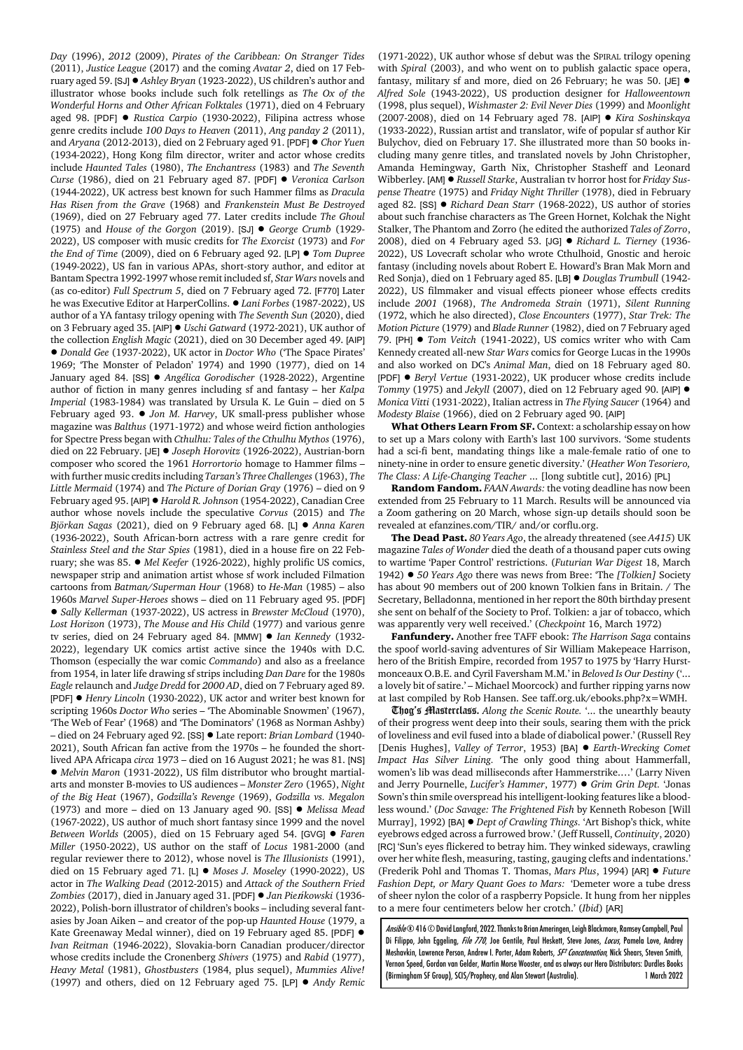*Day* (1996), *2012* (2009), *Pirates of the Caribbean: On Stranger Tides* (2011), *Justice League* (2017) and the coming *Avatar 2*, died on 17 February aged 59. [SJ] ● *Ashley Bryan* (1923-2022), US children's author and illustrator whose books include such folk retellings as *The Ox of the Wonderful Horns and Other African Folktales* (1971), died on 4 February aged 98. [PDF] ● *Rustica Carpio* (1930-2022), Filipina actress whose genre credits include *100 Days to Heaven* (2011), *Ang panday 2* (2011), and *Aryana* (2012-2013), died on 2 February aged 91. [PDF] ● *Chor Yuen* (1934-2022), Hong Kong film director, writer and actor whose credits include *Haunted Tales* (1980), *The Enchantress* (1983) and *The Seventh Curse* (1986), died on 21 February aged 87. [PDF] ● *Veronica Carlson* (1944-2022), UK actress best known for such Hammer films as *Dracula Has Risen from the Grave* (1968) and *Frankenstein Must Be Destroyed* (1969), died on 27 February aged 77. Later credits include *The Ghoul* (1975) and *House of the Gorgon* (2019). [SJ] ● *George Crumb* (1929-2022), US composer with music credits for *The Exorcist* (1973) and *For the End of Time* (2009), died on 6 February aged 92. [LP] ● *Tom Dupree* (1949-2022), US fan in various APAs, short-story author, and editor at Bantam Spectra 1992-1997 whose remit included sf, *Star Wars* novels and (as co-editor) *Full Spectrum 5*, died on 7 February aged 72. [F770] Later he was Executive Editor at HarperCollins. ● *Lani Forbes* (1987-2022), US author of a YA fantasy trilogy opening with *The Seventh Sun* (2020), died on 3 February aged 35. [AIP] ● *Uschi Gatward* (1972-2021), UK author of the collection *English Magic* (2021), died on 30 December aged 49. [AIP] ● *Donald Gee* (1937-2022), UK actor in *Doctor Who* ('The Space Pirates' 1969; 'The Monster of Peladon' 1974) and 1990 (1977), died on 14 January aged 84. [SS] ● *Angélica Gorodischer* (1928-2022), Argentine author of fiction in many genres including sf and fantasy – her *Kalpa Imperial* (1983-1984) was translated by Ursula K. Le Guin – died on 5 February aged 93. ● *Jon M. Harvey*, UK small-press publisher whose magazine was *Balthus* (1971-1972) and whose weird fiction anthologies for Spectre Press began with *Cthulhu: Tales of the Cthulhu Mythos* (1976), died on 22 February. [JE] ● *Joseph Horovitz* (1926-2022), Austrian-born composer who scored the 1961 *Horrortorio* homage to Hammer films – with further music credits including *Tarzan's Three Challenges* (1963), *The Little Mermaid* (1974) and *The Picture of Dorian Gray* (1976) – died on 9 February aged 95. [AIP] ● *Harold R. Johnson* (1954-2022), Canadian Cree author whose novels include the speculative *Corvus* (2015) and *The Björkan Sagas* (2021), died on 9 February aged 68. [L] ● *Anna Karen* (1936-2022), South African-born actress with a rare genre credit for *Stainless Steel and the Star Spies* (1981), died in a house fire on 22 February; she was 85. ● *Mel Keefer* (1926-2022), highly prolific US comics, newspaper strip and animation artist whose sf work included Filmation cartoons from *Batman/Superman Hour* (1968) to *He-Man* (1985) – also 1960s *Marvel Super-Heroes* shows – died on 11 February aged 95. [PDF] ● *Sally Kellerman* (1937-2022), US actress in *Brewster McCloud* (1970), *Lost Horizon* (1973), *The Mouse and His Child* (1977) and various genre tv series, died on 24 February aged 84. [MMW] ● *Ian Kennedy* (1932-2022), legendary UK comics artist active since the 1940s with D.C. Thomson (especially the war comic *Commando*) and also as a freelance from 1954, in later life drawing sf strips including *Dan Dare* for the 1980s *Eagle* relaunch and *Judge Dredd* for *2000 AD*, died on 7 February aged 89. [PDF] ● *Henry Lincoln* (1930-2022), UK actor and writer best known for scripting 1960s *Doctor Who* series – 'The Abominable Snowmen' (1967), 'The Web of Fear' (1968) and 'The Dominators' (1968 as Norman Ashby) – died on 24 February aged 92. [SS] ● Late report: *Brian Lombard* (1940-2021), South African fan active from the 1970s – he founded the short-lived APA Africapa *circa* 1973 – died on 16 August 2021; he was 81. [NS] ● *Melvin Maron* (1931-2022), US film distributor who brought martial-arts and monster B-movies to US audiences – *Monster Zero* (1965), *Night of the Big Heat* (1967), *Godzilla's Revenge* (1969), *Godzilla vs. Megalon* (1973) and more – died on 13 January aged 90. [SS] ● *Melissa Mead* (1967-2022), US author of much short fantasy since 1999 and the novel *Between Worlds* (2005), died on 15 February aged 54. [GVG] ● *Faren Miller* (1950-2022), US author on the staff of *Locus* 1981-2000 (and regular reviewer there to 2012), whose novel is *The Illusionists* (1991), died on 15 February aged 71. [L] ● *Moses J. Moseley* (1990-2022), US actor in *The Walking Dead* (2012-2015) and *Attack of the Southern Fried Zombies* (2017), died in January aged 31. [PDF] ● *Jan Pieńkowski* (1936-2022), Polish-born illustrator of children's books – including several fantasies by Joan Aiken – and creator of the pop-up *Haunted House* (1979, a Kate Greenaway Medal winner), died on 19 February aged 85. [PDF] ● *Ivan Reitman* (1946-2022), Slovakia-born Canadian producer/director whose credits include the Cronenberg *Shivers* (1975) and *Rabid* (1977), *Heavy Metal* (1981), *Ghostbusters* (1984, plus sequel), *Mummies Alive!* (1997) and others, died on 12 February aged 75. [LP] ● *Andy Remic* (1971-2022), UK author whose sf debut was the SPIRAL trilogy opening with *Spiral* (2003), and who went on to publish galactic space opera, fantasy, military sf and more, died on 26 February; he was 50. [JE] ● *Alfred Sole* (1943-2022), US production designer for *Halloweentown* (1998, plus sequel), *Wishmaster 2: Evil Never Dies* (1999) and *Moonlight* (2007-2008), died on 14 February aged 78. [AIP] ● *Kira Soshinskaya* (1933-2022), Russian artist and translator, wife of popular sf author Kir Bulychov, died on February 17. She illustrated more than 50 books including many genre titles, and translated novels by John Christopher, Amanda Hemingway, Garth Nix, Christopher Stasheff and Leonard Wibberley. [AM] ● *Russell Starke*, Australian tv horror host for *Friday Suspense Theatre* (1975) and *Friday Night Thriller* (1978), died in February aged 82. [SS] ● *Richard Dean Starr* (1968-2022), US author of stories about such franchise characters as The Green Hornet, Kolchak the Night Stalker, The Phantom and Zorro (he edited the authorized *Tales of Zorro*, 2008), died on 4 February aged 53. [JG] ● *Richard L. Tierney* (1936-2022), US Lovecraft scholar who wrote Cthulhoid, Gnostic and heroic fantasy (including novels about Robert E. Howard's Bran Mak Morn and Red Sonja), died on 1 February aged 85. [LB] ● *Douglas Trumbull* (1942-2022), US filmmaker and visual effects pioneer whose effects credits include *2001* (1968), *The Andromeda Strain* (1971), *Silent Running* (1972, which he also directed), *Close Encounters* (1977), *Star Trek: The Motion Picture* (1979) and *Blade Runner* (1982), died on 7 February aged 79. [PH] ● *Tom Veitch* (1941-2022), US comics writer who with Cam Kennedy created all-new *Star Wars* comics for George Lucas in the 1990s and also worked on DC's *Animal Man*, died on 18 February aged 80. [PDF] ● *Beryl Vertue* (1931-2022), UK producer whose credits include *Tommy* (1975) and *Jekyll* (2007), died on 12 February aged 90. [AIP] ● *Monica Vitti* (1931-2022), Italian actress in *The Flying Saucer* (1964) and *Modesty Blaise* (1966), died on 2 February aged 90. [AIP]

**What Others Learn From SF.** Context: a scholarship essay on how to set up a Mars colony with Earth's last 100 survivors. 'Some students had a sci-fi bent, mandating things like a male-female ratio of one to ninety-nine in order to ensure genetic diversity.' (*Heather Won Tesoriero, The Class: A Life-Changing Teacher* ... [long subtitle cut], 2016) [PL]

**Random Fandom.** *FAAN Awards:* the voting deadline has now been extended from 25 February to 11 March. Results will be announced via a Zoom gathering on 20 March, whose sign-up details should soon be revealed at efanzines.com/TIR/ and/or corflu.org.

**The Dead Past.** *80 Years Ago*, the already threatened (see *A415*) UK magazine *Tales of Wonder* died the death of a thousand paper cuts owing to wartime 'Paper Control' restrictions. (*Futurian War Digest* 18, March 1942) ● *50 Years Ago* there was news from Bree: 'The *[Tolkien]* Society has about 90 members out of 200 known Tolkien fans in Britain. / The Secretary, Belladonna, mentioned in her report the 80th birthday present she sent on behalf of the Society to Prof. Tolkien: a jar of tobacco, which was apparently very well received.' (*Checkpoint* 16, March 1972)

**Fanfundery.** Another free TAFF ebook: *The Harrison Saga* contains the spoof world-saving adventures of Sir William Makepeace Harrison, hero of the British Empire, recorded from 1957 to 1975 by 'Harry Hurstmonceaux O.B.E. and Cyril Faversham M.M.' in *Beloved Is Our Destiny* ('... a lovely bit of satire.' – Michael Moorcock) and further ripping yarns now at last compiled by Rob Hansen. See taff.org.uk/ebooks.php?x=WMH.

**Thog's Masterclass.** *Along the Scenic Route.* '... the unearthly beauty of their progress went deep into their souls, searing them with the prick of loveliness and evil fused into a blade of diabolical power.' (Russell Rey [Denis Hughes], *Valley of Terror*, 1953) [BA] ● *Earth-Wrecking Comet Impact Has Silver Lining.* 'The only good thing about Hammerfall, women's lib was dead milliseconds after Hammerstrike….' (Larry Niven and Jerry Pournelle, *Lucifer's Hammer*, 1977) ● *Grim Grin Dept.* 'Jonas Sown's thin smile overspread his intelligent-looking features like a bloodless wound.' (*Doc Savage: The Frightened Fish* by Kenneth Robeson [Will Murray], 1992) [BA] ● *Dept of Crawling Things.* 'Art Bishop's thick, white eyebrows edged across a furrowed brow.' (Jeff Russell, *Continuity*, 2020) [RC] 'Sun's eyes flickered to betray him. They winked sideways, crawling over her white flesh, measuring, tasting, gauging clefts and indentations.' (Frederik Pohl and Thomas T. Thomas, *Mars Plus*, 1994) [AR] ● *Future Fashion Dept, or Mary Quant Goes to Mars:* 'Demeter wore a tube dress of sheer nylon the color of a raspberry Popsicle. It hung from her nipples to a mere four centimeters below her crotch.' (*Ibid*) [AR]

*Ansible*® 416 © David Langford, 2022. Thanks to Brian Ameringen, Leigh Blackmore, Ramsey Campbell, Paul Di Filippo, John Eggeling, *File 770*, Joe Gentile, Paul Heskett, Steve Jones, *Locus*, Pamela Love, Andrey Meshavkin, Lawrence Person, Andrew I. Porter, Adam Roberts, *SF² Concatenation*, Nick Shears, Steven Smith, Vernon Speed, Gordon van Gelder, Martin Morse Wooster, and as always our Hero Distributors: Durdles Books (Birmingham SF Group), SCIS/Prophecy, and Alan Stewart (Australia). 1 March 2022